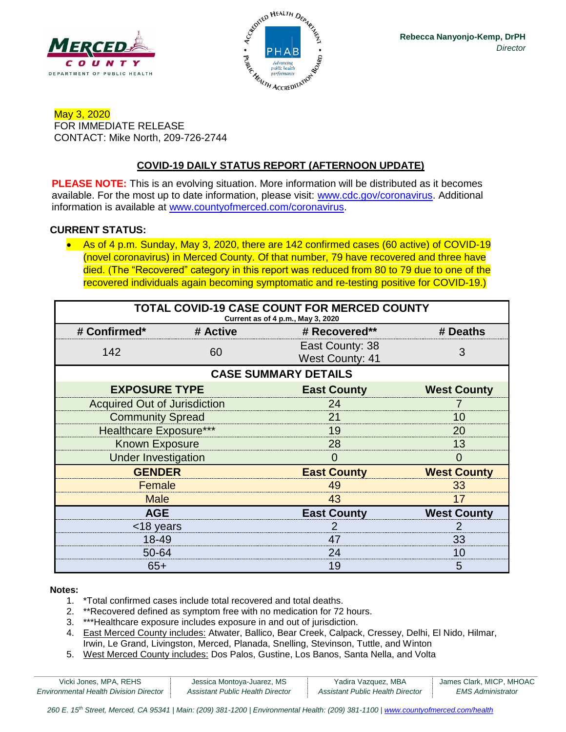MERCED COUNTY
DEPARTMENT OF PUBLIC HEALTH

**Rebecca Nanyonjo-Kemp, DrPH**
*Director*

May 3, 2020
FOR IMMEDIATE RELEASE
CONTACT: Mike North, 209-726-2744

## COVID-19 DAILY STATUS REPORT (AFTERNOON UPDATE)

**PLEASE NOTE:** This is an evolving situation. More information will be distributed as it becomes available. For the most up to date information, please visit: www.cdc.gov/coronavirus. Additional information is available at www.countyofmerced.com/coronavirus.

**CURRENT STATUS:**

- As of 4 p.m. Sunday, May 3, 2020, there are 142 confirmed cases (60 active) of COVID-19 (novel coronavirus) in Merced County. Of that number, 79 have recovered and three have died. (The "Recovered" category in this report was reduced from 80 to 79 due to one of the recovered individuals again becoming symptomatic and re-testing positive for COVID-19.)

| TOTAL COVID-19 CASE COUNT FOR MERCED COUNTY<br>Current as of 4 p.m., May 3, 2020 | | | |
|---|---|---|---|
| **# Confirmed*** | **# Active** | **# Recovered**** | **# Deaths** |
| 142 | 60 | East County: 38<br>West County: 41 | 3 |

| CASE SUMMARY DETAILS | | |
|---|---|---|
| **EXPOSURE TYPE** | **East County** | **West County** |
| Acquired Out of Jurisdiction | 24 | 7 |
| Community Spread | 21 | 10 |
| Healthcare Exposure*** | 19 | 20 |
| Known Exposure | 28 | 13 |
| Under Investigation | 0 | 0 |
| **GENDER** | **East County** | **West County** |
| Female | 49 | 33 |
| Male | 43 | 17 |
| **AGE** | **East County** | **West County** |
| <18 years | 2 | 2 |
| 18-49 | 47 | 33 |
| 50-64 | 24 | 10 |
| 65+ | 19 | 5 |

**Notes:**

1. *Total confirmed cases include total recovered and total deaths.
2. **Recovered defined as symptom free with no medication for 72 hours.
3. ***Healthcare exposure includes exposure in and out of jurisdiction.
4. East Merced County includes: Atwater, Ballico, Bear Creek, Calpack, Cressey, Delhi, El Nido, Hilmar, Irwin, Le Grand, Livingston, Merced, Planada, Snelling, Stevinson, Tuttle, and Winton
5. West Merced County includes: Dos Palos, Gustine, Los Banos, Santa Nella, and Volta

Vicki Jones, MPA, REHS, *Environmental Health Division Director* | Jessica Montoya-Juarez, MS, *Assistant Public Health Director* | Yadira Vazquez, MBA, *Assistant Public Health Director* | James Clark, MICP, MHOAC, *EMS Administrator*

*260 E. 15th Street, Merced, CA 95341 | Main: (209) 381-1200 | Environmental Health: (209) 381-1100 | www.countyofmerced.com/health*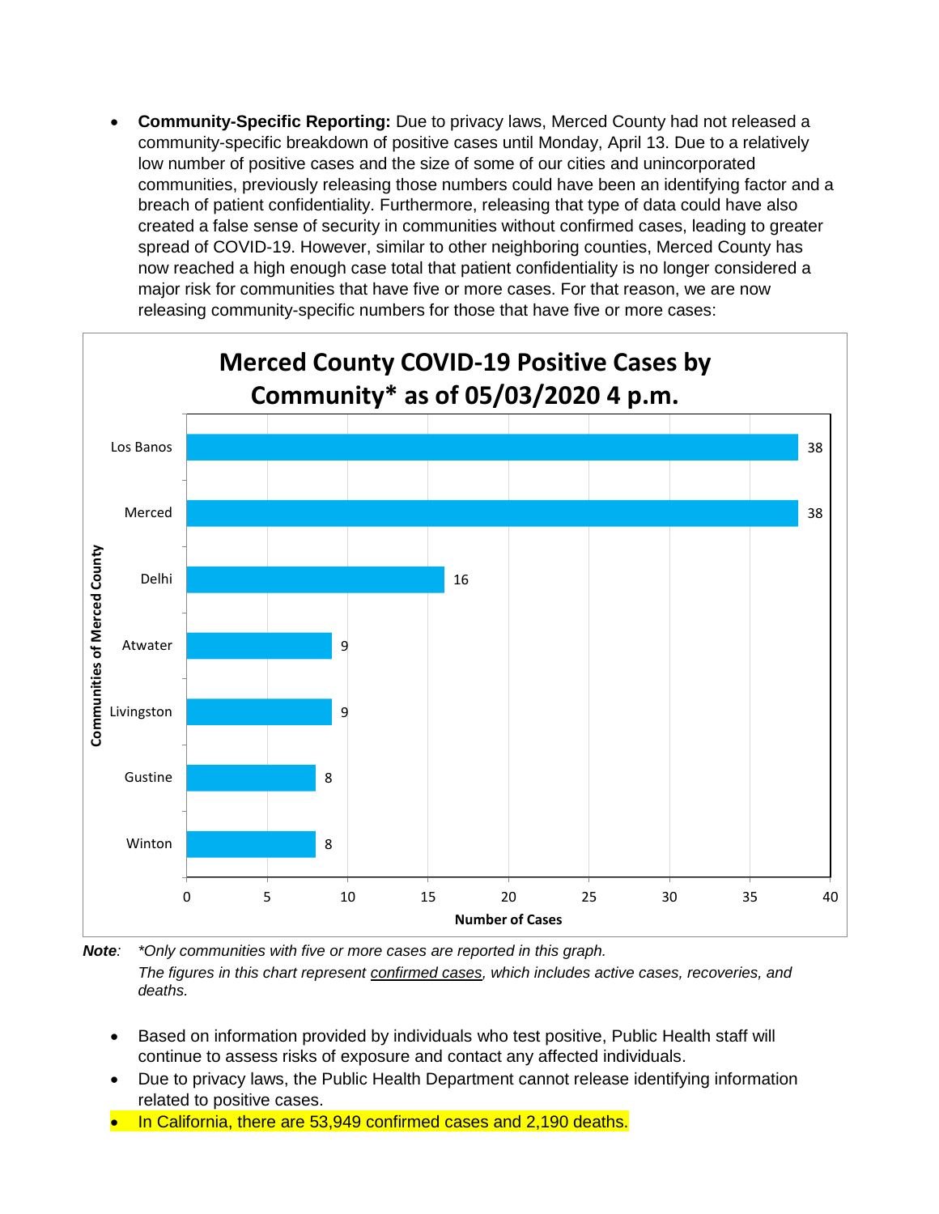- **Community-Specific Reporting:** Due to privacy laws, Merced County had not released a community-specific breakdown of positive cases until Monday, April 13. Due to a relatively low number of positive cases and the size of some of our cities and unincorporated communities, previously releasing those numbers could have been an identifying factor and a breach of patient confidentiality. Furthermore, releasing that type of data could have also created a false sense of security in communities without confirmed cases, leading to greater spread of COVID-19. However, similar to other neighboring counties, Merced County has now reached a high enough case total that patient confidentiality is no longer considered a major risk for communities that have five or more cases. For that reason, we are now releasing community-specific numbers for those that have five or more cases:

**Merced County COVID-19 Positive Cases by Community* as of 05/03/2020 4 p.m.**

| Communities of Merced County | Number of Cases |
|---|---|
| Los Banos | 38 |
| Merced | 38 |
| Delhi | 16 |
| Atwater | 9 |
| Livingston | 9 |
| Gustine | 8 |
| Winton | 8 |

***Note**: \*Only communities with five or more cases are reported in this graph.*
*The figures in this chart represent <u>confirmed cases</u>, which includes active cases, recoveries, and deaths.*

- Based on information provided by individuals who test positive, Public Health staff will continue to assess risks of exposure and contact any affected individuals.
- Due to privacy laws, the Public Health Department cannot release identifying information related to positive cases.
- In California, there are 53,949 confirmed cases and 2,190 deaths.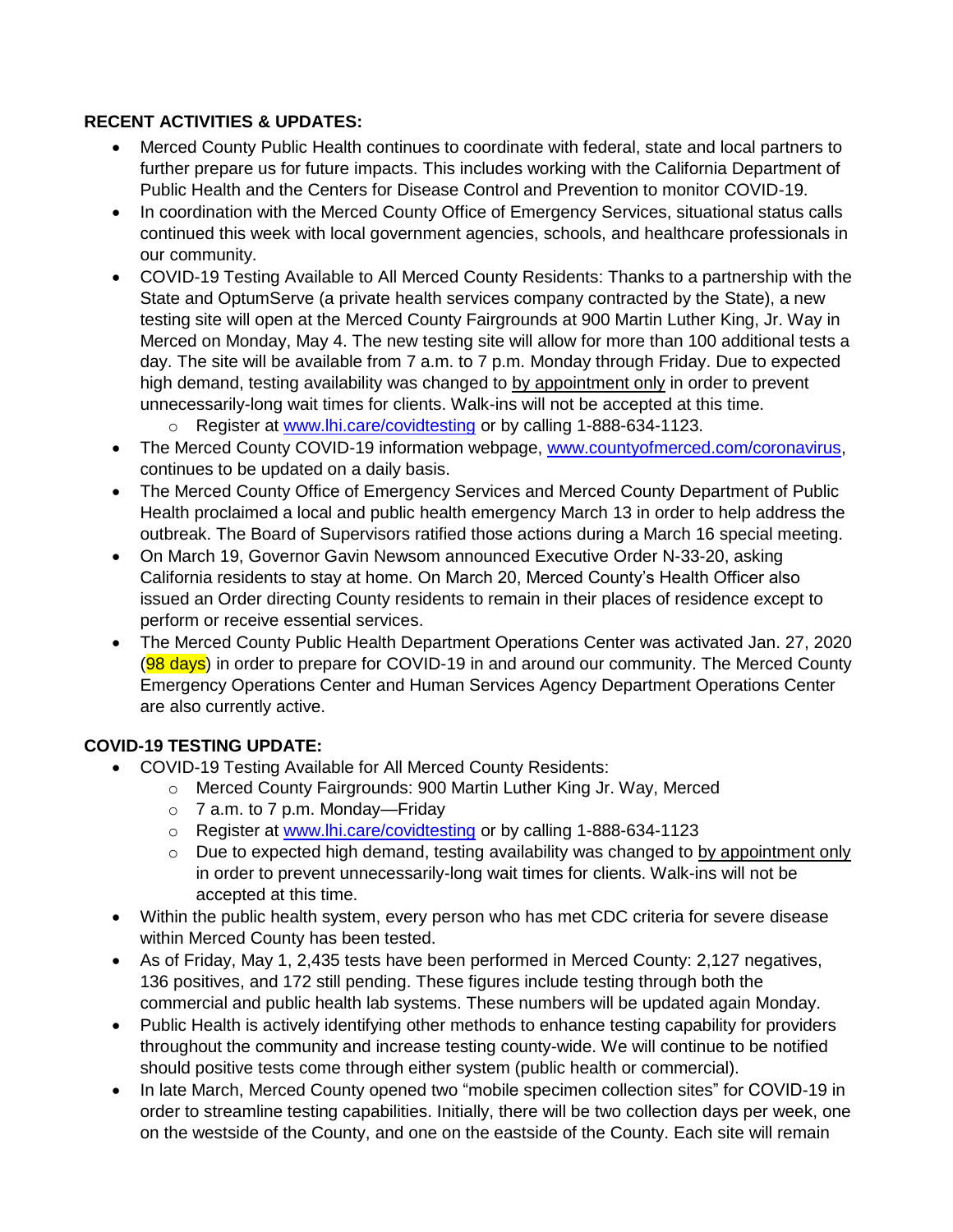**RECENT ACTIVITIES & UPDATES:**

- Merced County Public Health continues to coordinate with federal, state and local partners to further prepare us for future impacts. This includes working with the California Department of Public Health and the Centers for Disease Control and Prevention to monitor COVID-19.
- In coordination with the Merced County Office of Emergency Services, situational status calls continued this week with local government agencies, schools, and healthcare professionals in our community.
- COVID-19 Testing Available to All Merced County Residents: Thanks to a partnership with the State and OptumServe (a private health services company contracted by the State), a new testing site will open at the Merced County Fairgrounds at 900 Martin Luther King, Jr. Way in Merced on Monday, May 4. The new testing site will allow for more than 100 additional tests a day. The site will be available from 7 a.m. to 7 p.m. Monday through Friday. Due to expected high demand, testing availability was changed to by appointment only in order to prevent unnecessarily-long wait times for clients. Walk-ins will not be accepted at this time.
  - Register at [www.lhi.care/covidtesting](www.lhi.care/covidtesting) or by calling 1-888-634-1123.
- The Merced County COVID-19 information webpage, [www.countyofmerced.com/coronavirus](www.countyofmerced.com/coronavirus), continues to be updated on a daily basis.
- The Merced County Office of Emergency Services and Merced County Department of Public Health proclaimed a local and public health emergency March 13 in order to help address the outbreak. The Board of Supervisors ratified those actions during a March 16 special meeting.
- On March 19, Governor Gavin Newsom announced Executive Order N-33-20, asking California residents to stay at home. On March 20, Merced County's Health Officer also issued an Order directing County residents to remain in their places of residence except to perform or receive essential services.
- The Merced County Public Health Department Operations Center was activated Jan. 27, 2020 (98 days) in order to prepare for COVID-19 in and around our community. The Merced County Emergency Operations Center and Human Services Agency Department Operations Center are also currently active.

**COVID-19 TESTING UPDATE:**

- COVID-19 Testing Available for All Merced County Residents:
  - Merced County Fairgrounds: 900 Martin Luther King Jr. Way, Merced
  - 7 a.m. to 7 p.m. Monday—Friday
  - Register at [www.lhi.care/covidtesting](www.lhi.care/covidtesting) or by calling 1-888-634-1123
  - Due to expected high demand, testing availability was changed to by appointment only in order to prevent unnecessarily-long wait times for clients. Walk-ins will not be accepted at this time.
- Within the public health system, every person who has met CDC criteria for severe disease within Merced County has been tested.
- As of Friday, May 1, 2,435 tests have been performed in Merced County: 2,127 negatives, 136 positives, and 172 still pending. These figures include testing through both the commercial and public health lab systems. These numbers will be updated again Monday.
- Public Health is actively identifying other methods to enhance testing capability for providers throughout the community and increase testing county-wide. We will continue to be notified should positive tests come through either system (public health or commercial).
- In late March, Merced County opened two "mobile specimen collection sites" for COVID-19 in order to streamline testing capabilities. Initially, there will be two collection days per week, one on the westside of the County, and one on the eastside of the County. Each site will remain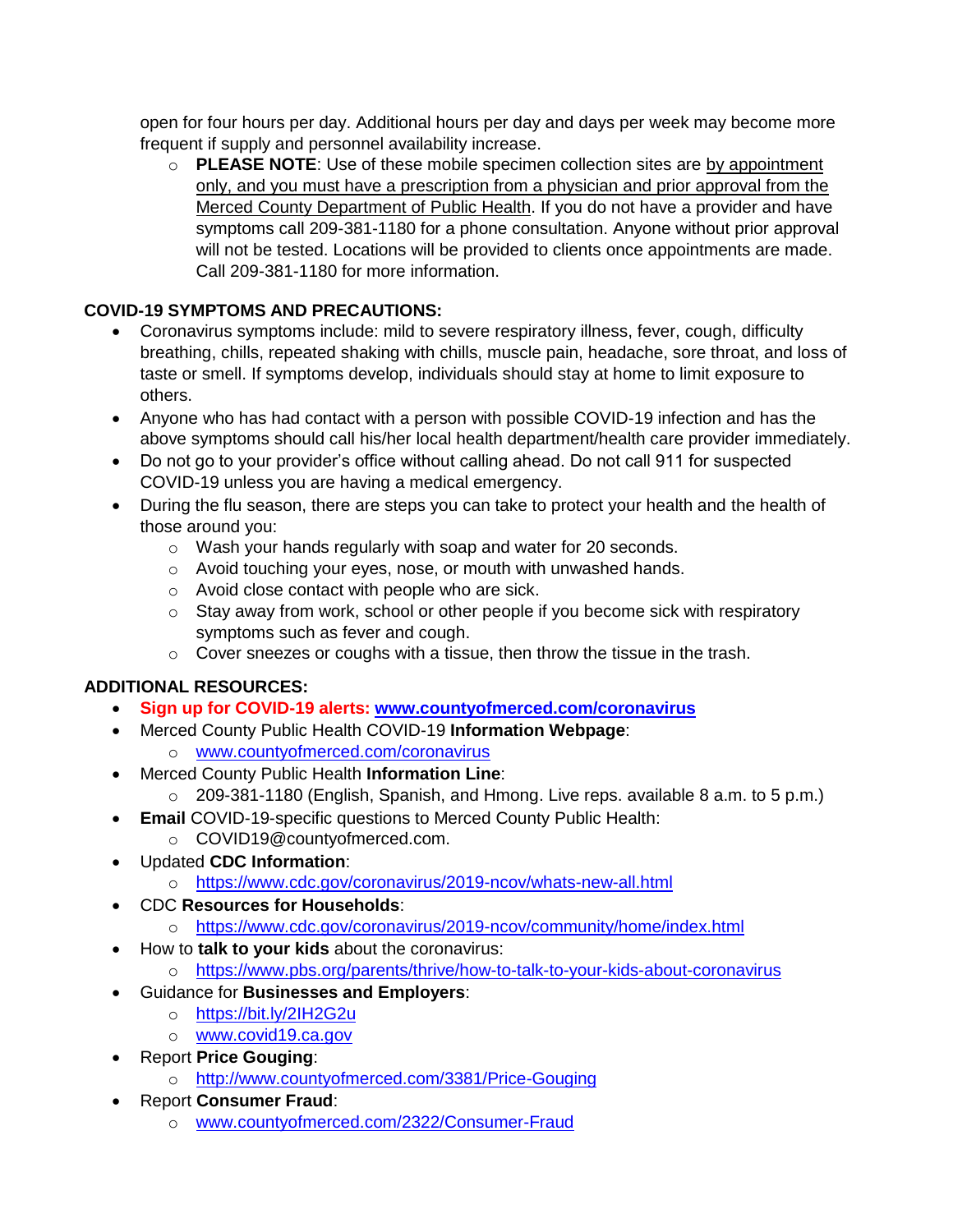open for four hours per day. Additional hours per day and days per week may become more frequent if supply and personnel availability increase.

- **PLEASE NOTE**: Use of these mobile specimen collection sites are by appointment only, and you must have a prescription from a physician and prior approval from the Merced County Department of Public Health. If you do not have a provider and have symptoms call 209-381-1180 for a phone consultation. Anyone without prior approval will not be tested. Locations will be provided to clients once appointments are made. Call 209-381-1180 for more information.

**COVID-19 SYMPTOMS AND PRECAUTIONS:**

- Coronavirus symptoms include: mild to severe respiratory illness, fever, cough, difficulty breathing, chills, repeated shaking with chills, muscle pain, headache, sore throat, and loss of taste or smell. If symptoms develop, individuals should stay at home to limit exposure to others.
- Anyone who has had contact with a person with possible COVID-19 infection and has the above symptoms should call his/her local health department/health care provider immediately.
- Do not go to your provider's office without calling ahead. Do not call 911 for suspected COVID-19 unless you are having a medical emergency.
- During the flu season, there are steps you can take to protect your health and the health of those around you:
  - Wash your hands regularly with soap and water for 20 seconds.
  - Avoid touching your eyes, nose, or mouth with unwashed hands.
  - Avoid close contact with people who are sick.
  - Stay away from work, school or other people if you become sick with respiratory symptoms such as fever and cough.
  - Cover sneezes or coughs with a tissue, then throw the tissue in the trash.

**ADDITIONAL RESOURCES:**

- **Sign up for COVID-19 alerts: www.countyofmerced.com/coronavirus**
- Merced County Public Health COVID-19 **Information Webpage**:
  - www.countyofmerced.com/coronavirus
- Merced County Public Health **Information Line**:
  - 209-381-1180 (English, Spanish, and Hmong. Live reps. available 8 a.m. to 5 p.m.)
- **Email** COVID-19-specific questions to Merced County Public Health:
  - COVID19@countyofmerced.com.
- Updated **CDC Information**:
  - https://www.cdc.gov/coronavirus/2019-ncov/whats-new-all.html
- CDC **Resources for Households**:
  - https://www.cdc.gov/coronavirus/2019-ncov/community/home/index.html
- How to **talk to your kids** about the coronavirus:
  - https://www.pbs.org/parents/thrive/how-to-talk-to-your-kids-about-coronavirus
- Guidance for **Businesses and Employers**:
  - https://bit.ly/2IH2G2u
  - www.covid19.ca.gov
- Report **Price Gouging**:
  - http://www.countyofmerced.com/3381/Price-Gouging
- Report **Consumer Fraud**:
  - www.countyofmerced.com/2322/Consumer-Fraud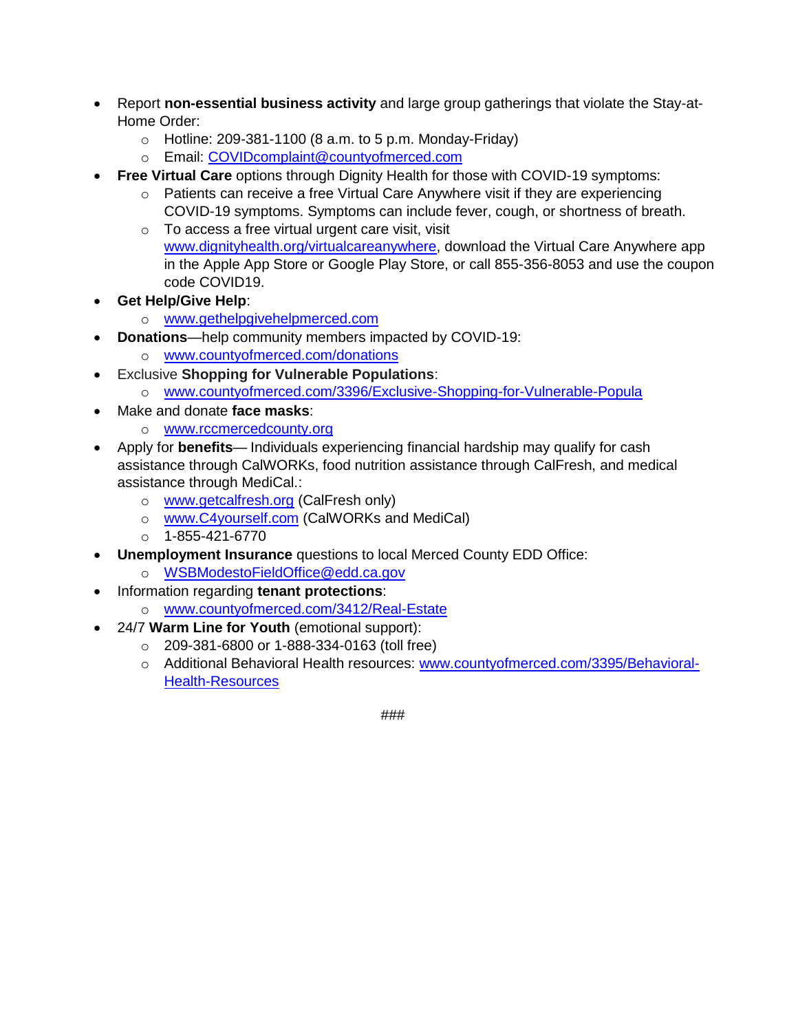- Report **non-essential business activity** and large group gatherings that violate the Stay-at-Home Order:
  - Hotline: 209-381-1100 (8 a.m. to 5 p.m. Monday-Friday)
  - Email: COVIDcomplaint@countyofmerced.com
- **Free Virtual Care** options through Dignity Health for those with COVID-19 symptoms:
  - Patients can receive a free Virtual Care Anywhere visit if they are experiencing COVID-19 symptoms. Symptoms can include fever, cough, or shortness of breath.
  - To access a free virtual urgent care visit, visit www.dignityhealth.org/virtualcareanywhere, download the Virtual Care Anywhere app in the Apple App Store or Google Play Store, or call 855-356-8053 and use the coupon code COVID19.
- **Get Help/Give Help**:
  - www.gethelpgivehelpmerced.com
- **Donations**—help community members impacted by COVID-19:
  - www.countyofmerced.com/donations
- Exclusive **Shopping for Vulnerable Populations**:
  - www.countyofmerced.com/3396/Exclusive-Shopping-for-Vulnerable-Popula
- Make and donate **face masks**:
  - www.rccmercedcounty.org
- Apply for **benefits**— Individuals experiencing financial hardship may qualify for cash assistance through CalWORKs, food nutrition assistance through CalFresh, and medical assistance through MediCal.:
  - www.getcalfresh.org (CalFresh only)
  - www.C4yourself.com (CalWORKs and MediCal)
  - 1-855-421-6770
- **Unemployment Insurance** questions to local Merced County EDD Office:
  - WSBModestoFieldOffice@edd.ca.gov
- Information regarding **tenant protections**:
  - www.countyofmerced.com/3412/Real-Estate
- 24/7 **Warm Line for Youth** (emotional support):
  - 209-381-6800 or 1-888-334-0163 (toll free)
  - Additional Behavioral Health resources: www.countyofmerced.com/3395/Behavioral-Health-Resources

###